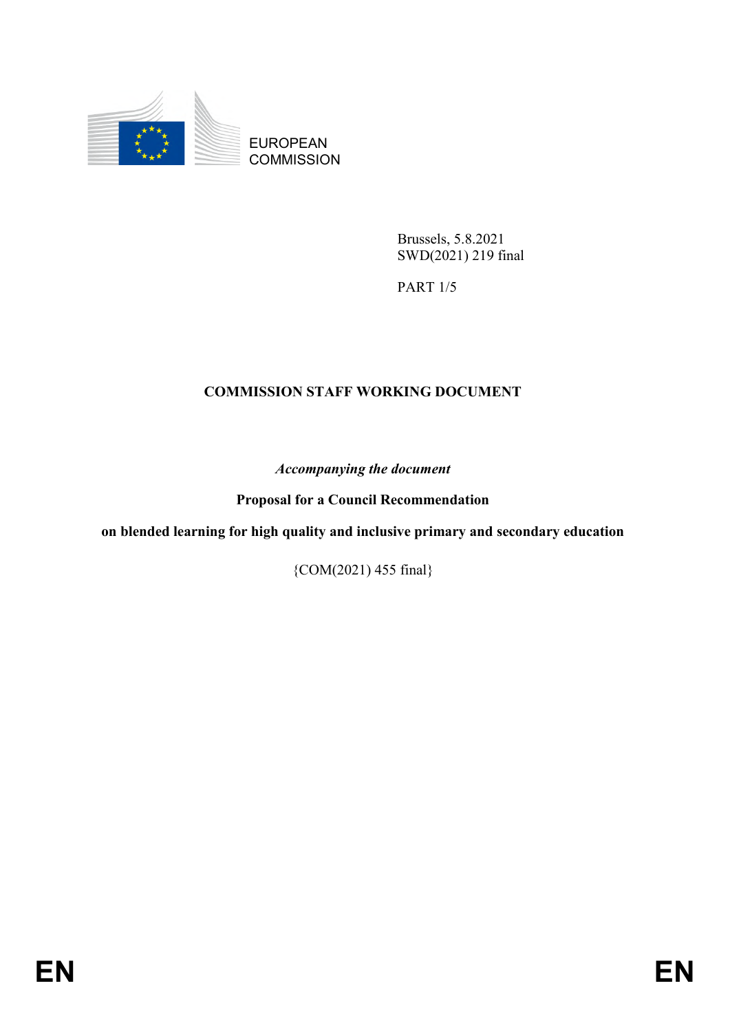EUROPEAN COMMISSION

Brussels, 5.8.2021
SWD(2021) 219 final

PART 1/5

# COMMISSION STAFF WORKING DOCUMENT

*Accompanying the document*

**Proposal for a Council Recommendation**

**on blended learning for high quality and inclusive primary and secondary education**

{COM(2021) 455 final}

EN EN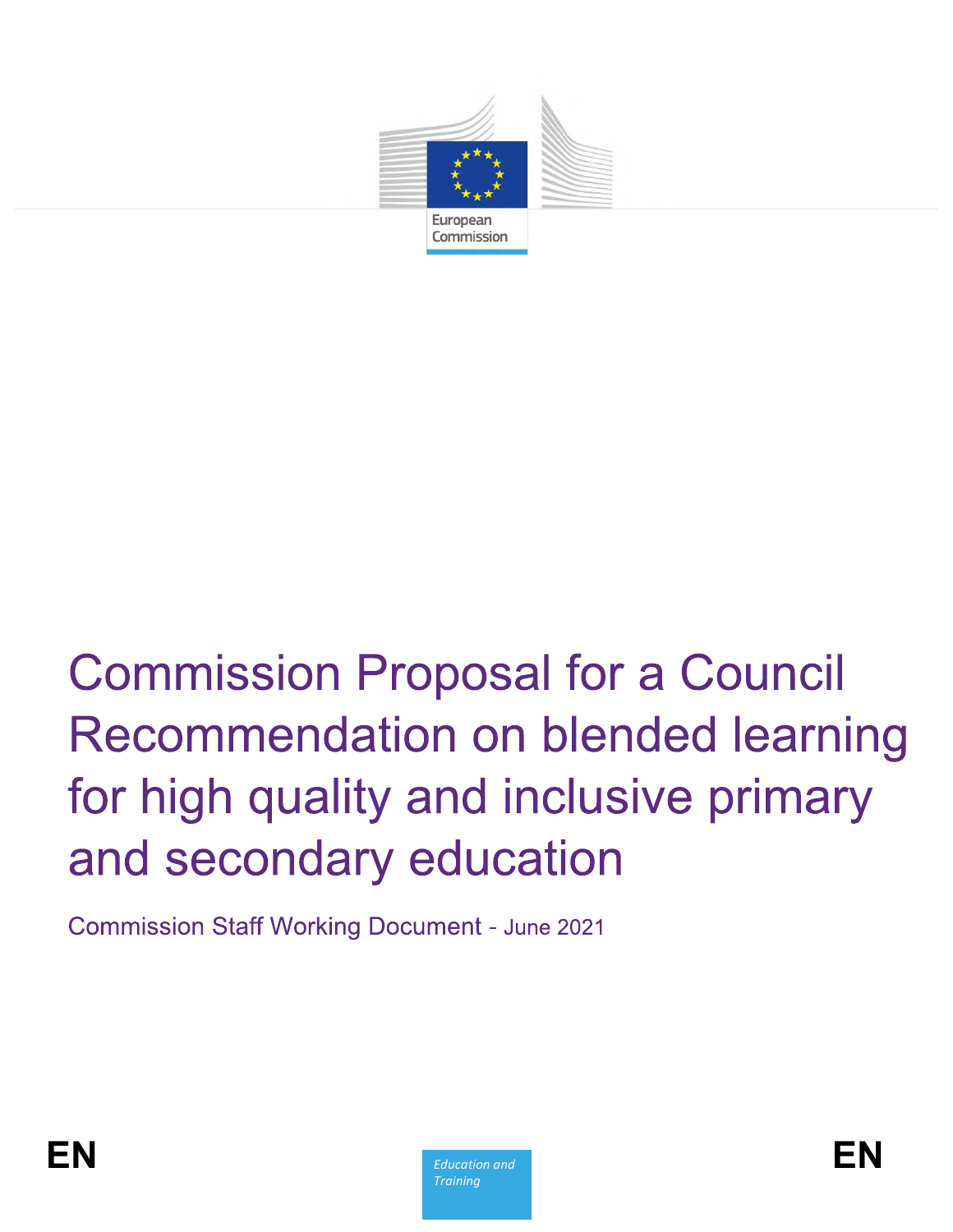European Commission

# Commission Proposal for a Council Recommendation on blended learning for high quality and inclusive primary and secondary education

Commission Staff Working Document - June 2021

EN

*Education and Training*

EN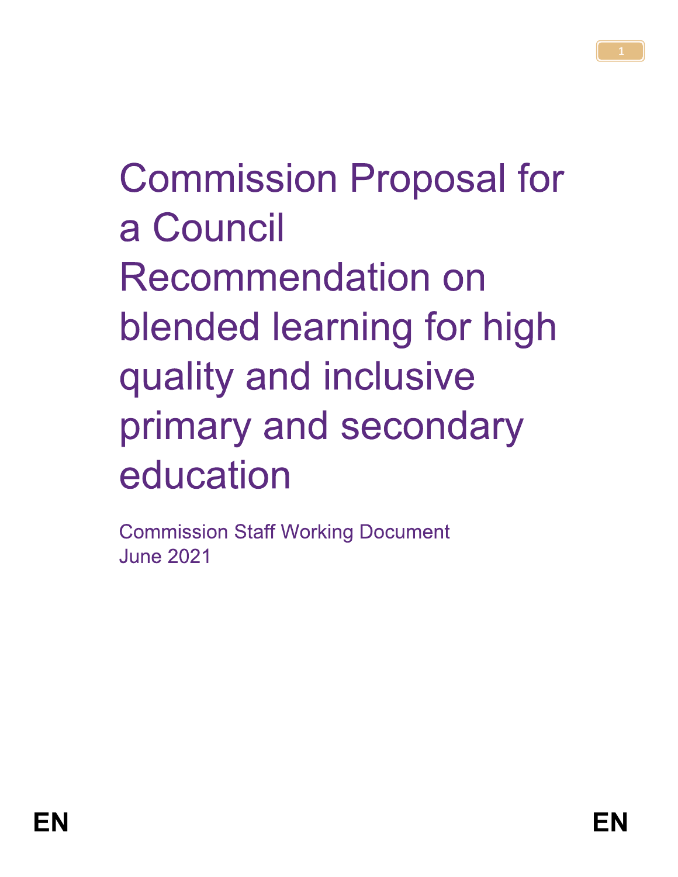# Commission Proposal for a Council Recommendation on blended learning for high quality and inclusive primary and secondary education

Commission Staff Working Document
June 2021

EN EN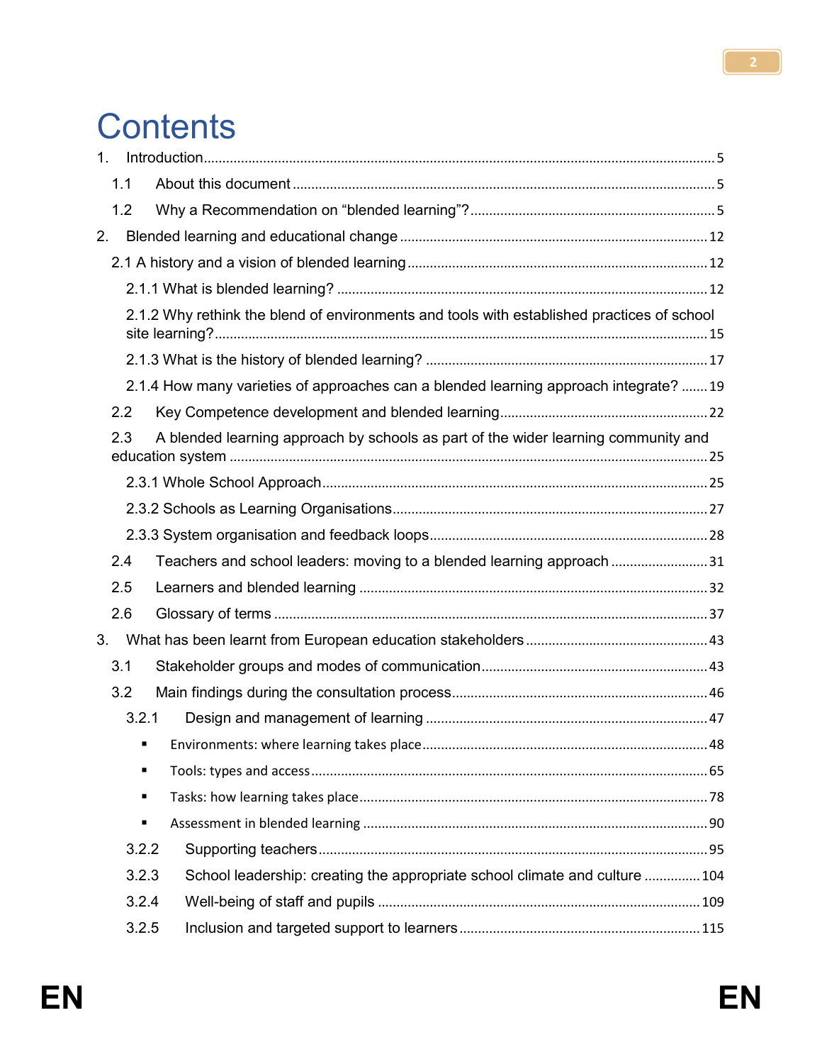# Contents

1. Introduction ..... 5
   - 1.1 About this document ..... 5
   - 1.2 Why a Recommendation on "blended learning"? ..... 5
2. Blended learning and educational change ..... 12
   - 2.1 A history and a vision of blended learning ..... 12
     - 2.1.1 What is blended learning? ..... 12
     - 2.1.2 Why rethink the blend of environments and tools with established practices of school site learning? ..... 15
     - 2.1.3 What is the history of blended learning? ..... 17
     - 2.1.4 How many varieties of approaches can a blended learning approach integrate? ..... 19
   - 2.2 Key Competence development and blended learning ..... 22
   - 2.3 A blended learning approach by schools as part of the wider learning community and education system ..... 25
     - 2.3.1 Whole School Approach ..... 25
     - 2.3.2 Schools as Learning Organisations ..... 27
     - 2.3.3 System organisation and feedback loops ..... 28
   - 2.4 Teachers and school leaders: moving to a blended learning approach ..... 31
   - 2.5 Learners and blended learning ..... 32
   - 2.6 Glossary of terms ..... 37
3. What has been learnt from European education stakeholders ..... 43
   - 3.1 Stakeholder groups and modes of communication ..... 43
   - 3.2 Main findings during the consultation process ..... 46
     - 3.2.1 Design and management of learning ..... 47
       - Environments: where learning takes place ..... 48
       - Tools: types and access ..... 65
       - Tasks: how learning takes place ..... 78
       - Assessment in blended learning ..... 90
     - 3.2.2 Supporting teachers ..... 95
     - 3.2.3 School leadership: creating the appropriate school climate and culture ..... 104
     - 3.2.4 Well-being of staff and pupils ..... 109
     - 3.2.5 Inclusion and targeted support to learners ..... 115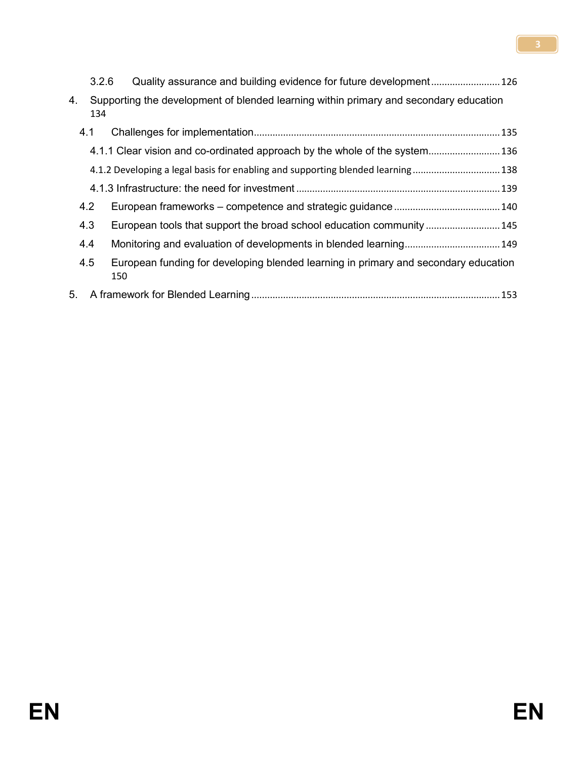3.2.6 Quality assurance and building evidence for future development ... 126

4. Supporting the development of blended learning within primary and secondary education 134

4.1 Challenges for implementation ... 135

4.1.1 Clear vision and co-ordinated approach by the whole of the system ... 136

4.1.2 Developing a legal basis for enabling and supporting blended learning ... 138

4.1.3 Infrastructure: the need for investment ... 139

4.2 European frameworks – competence and strategic guidance ... 140

4.3 European tools that support the broad school education community ... 145

4.4 Monitoring and evaluation of developments in blended learning ... 149

4.5 European funding for developing blended learning in primary and secondary education 150

5. A framework for Blended Learning ... 153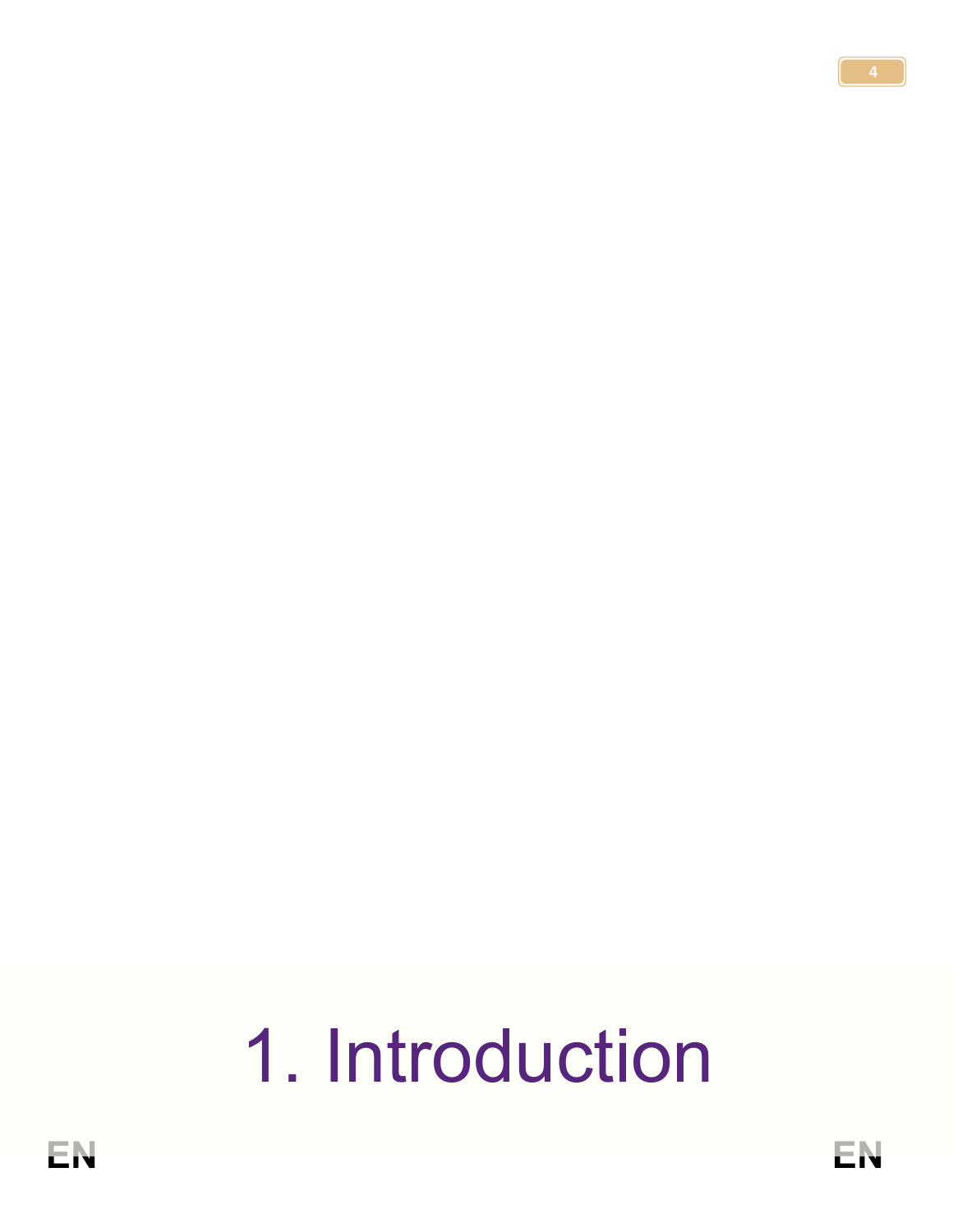# 1. Introduction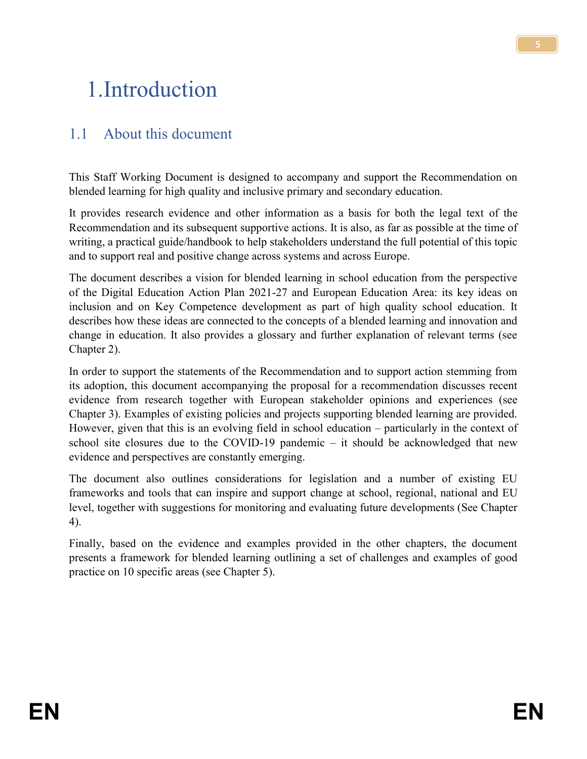# 1. Introduction

## 1.1 About this document

This Staff Working Document is designed to accompany and support the Recommendation on blended learning for high quality and inclusive primary and secondary education.

It provides research evidence and other information as a basis for both the legal text of the Recommendation and its subsequent supportive actions. It is also, as far as possible at the time of writing, a practical guide/handbook to help stakeholders understand the full potential of this topic and to support real and positive change across systems and across Europe.

The document describes a vision for blended learning in school education from the perspective of the Digital Education Action Plan 2021-27 and European Education Area: its key ideas on inclusion and on Key Competence development as part of high quality school education. It describes how these ideas are connected to the concepts of a blended learning and innovation and change in education. It also provides a glossary and further explanation of relevant terms (see Chapter 2).

In order to support the statements of the Recommendation and to support action stemming from its adoption, this document accompanying the proposal for a recommendation discusses recent evidence from research together with European stakeholder opinions and experiences (see Chapter 3). Examples of existing policies and projects supporting blended learning are provided. However, given that this is an evolving field in school education – particularly in the context of school site closures due to the COVID-19 pandemic – it should be acknowledged that new evidence and perspectives are constantly emerging.

The document also outlines considerations for legislation and a number of existing EU frameworks and tools that can inspire and support change at school, regional, national and EU level, together with suggestions for monitoring and evaluating future developments (See Chapter 4).

Finally, based on the evidence and examples provided in the other chapters, the document presents a framework for blended learning outlining a set of challenges and examples of good practice on 10 specific areas (see Chapter 5).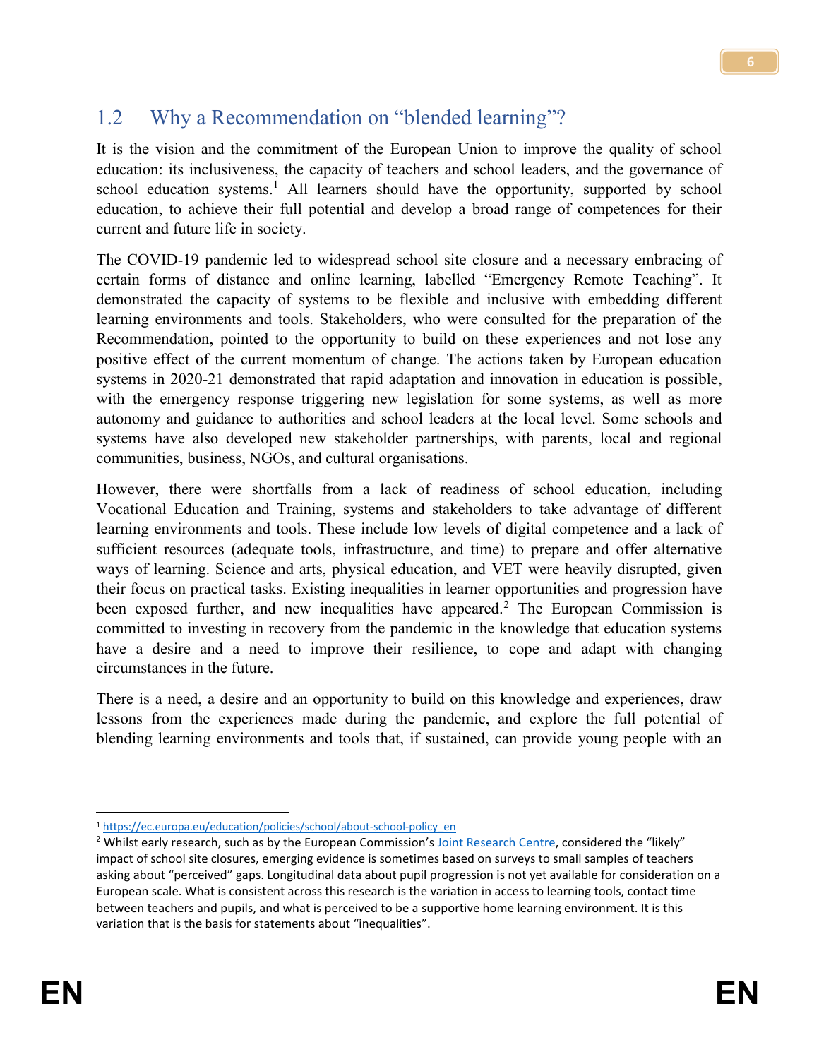## 1.2 Why a Recommendation on "blended learning"?

It is the vision and the commitment of the European Union to improve the quality of school education: its inclusiveness, the capacity of teachers and school leaders, and the governance of school education systems.[1] All learners should have the opportunity, supported by school education, to achieve their full potential and develop a broad range of competences for their current and future life in society.

The COVID-19 pandemic led to widespread school site closure and a necessary embracing of certain forms of distance and online learning, labelled "Emergency Remote Teaching". It demonstrated the capacity of systems to be flexible and inclusive with embedding different learning environments and tools. Stakeholders, who were consulted for the preparation of the Recommendation, pointed to the opportunity to build on these experiences and not lose any positive effect of the current momentum of change. The actions taken by European education systems in 2020-21 demonstrated that rapid adaptation and innovation in education is possible, with the emergency response triggering new legislation for some systems, as well as more autonomy and guidance to authorities and school leaders at the local level. Some schools and systems have also developed new stakeholder partnerships, with parents, local and regional communities, business, NGOs, and cultural organisations.

However, there were shortfalls from a lack of readiness of school education, including Vocational Education and Training, systems and stakeholders to take advantage of different learning environments and tools. These include low levels of digital competence and a lack of sufficient resources (adequate tools, infrastructure, and time) to prepare and offer alternative ways of learning. Science and arts, physical education, and VET were heavily disrupted, given their focus on practical tasks. Existing inequalities in learner opportunities and progression have been exposed further, and new inequalities have appeared.[2] The European Commission is committed to investing in recovery from the pandemic in the knowledge that education systems have a desire and a need to improve their resilience, to cope and adapt with changing circumstances in the future.

There is a need, a desire and an opportunity to build on this knowledge and experiences, draw lessons from the experiences made during the pandemic, and explore the full potential of blending learning environments and tools that, if sustained, can provide young people with an

---

[1] https://ec.europa.eu/education/policies/school/about-school-policy_en

[2] Whilst early research, such as by the European Commission's Joint Research Centre, considered the "likely" impact of school site closures, emerging evidence is sometimes based on surveys to small samples of teachers asking about "perceived" gaps. Longitudinal data about pupil progression is not yet available for consideration on a European scale. What is consistent across this research is the variation in access to learning tools, contact time between teachers and pupils, and what is perceived to be a supportive home learning environment. It is this variation that is the basis for statements about "inequalities".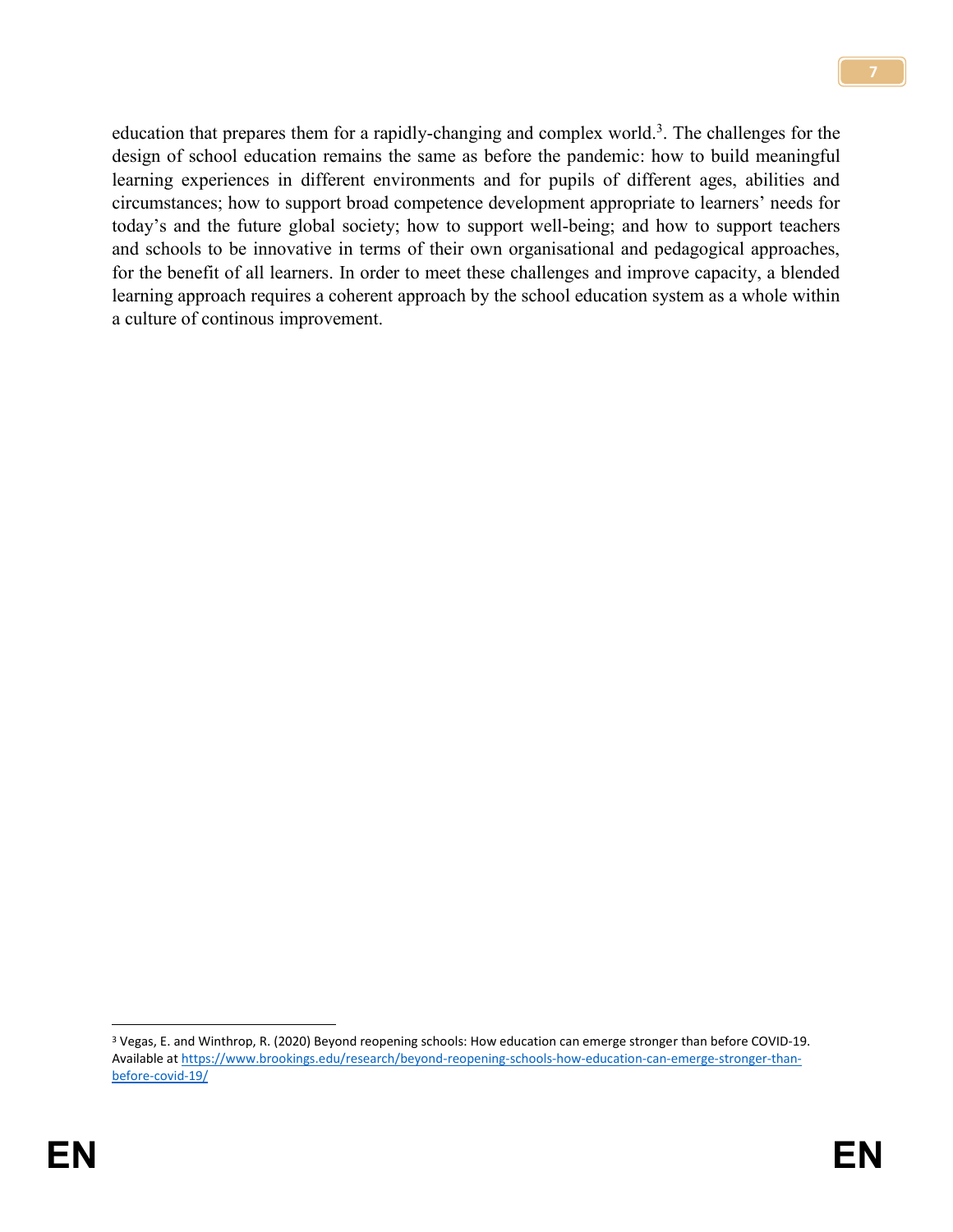education that prepares them for a rapidly-changing and complex world.[3]. The challenges for the design of school education remains the same as before the pandemic: how to build meaningful learning experiences in different environments and for pupils of different ages, abilities and circumstances; how to support broad competence development appropriate to learners' needs for today's and the future global society; how to support well-being; and how to support teachers and schools to be innovative in terms of their own organisational and pedagogical approaches, for the benefit of all learners. In order to meet these challenges and improve capacity, a blended learning approach requires a coherent approach by the school education system as a whole within a culture of continous improvement.

---

[3] Vegas, E. and Winthrop, R. (2020) Beyond reopening schools: How education can emerge stronger than before COVID-19. Available at https://www.brookings.edu/research/beyond-reopening-schools-how-education-can-emerge-stronger-than-before-covid-19/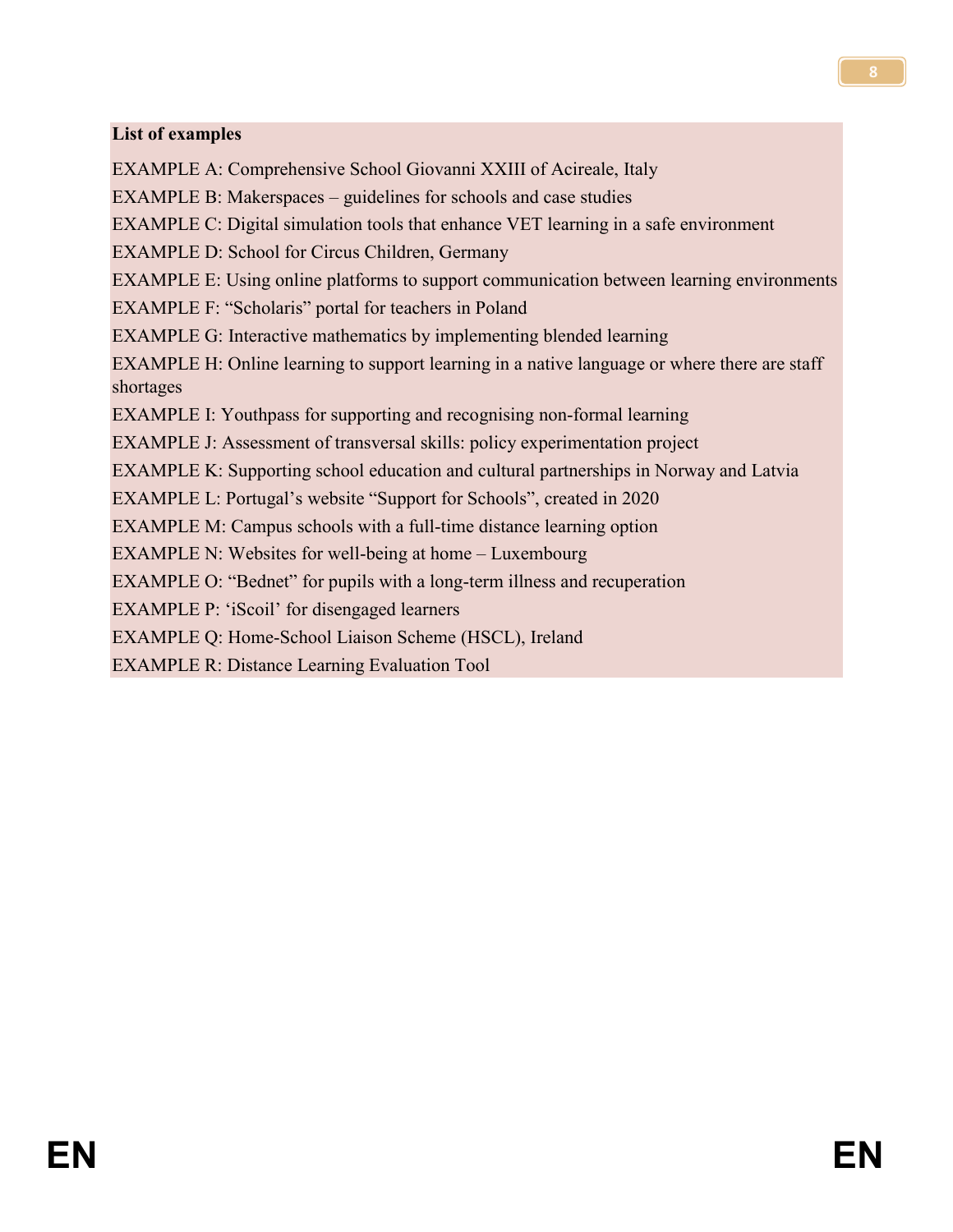**List of examples**

EXAMPLE A: Comprehensive School Giovanni XXIII of Acireale, Italy

EXAMPLE B: Makerspaces – guidelines for schools and case studies

EXAMPLE C: Digital simulation tools that enhance VET learning in a safe environment

EXAMPLE D: School for Circus Children, Germany

EXAMPLE E: Using online platforms to support communication between learning environments

EXAMPLE F: "Scholaris" portal for teachers in Poland

EXAMPLE G: Interactive mathematics by implementing blended learning

EXAMPLE H: Online learning to support learning in a native language or where there are staff shortages

EXAMPLE I: Youthpass for supporting and recognising non-formal learning

EXAMPLE J: Assessment of transversal skills: policy experimentation project

EXAMPLE K: Supporting school education and cultural partnerships in Norway and Latvia

EXAMPLE L: Portugal's website "Support for Schools", created in 2020

EXAMPLE M: Campus schools with a full-time distance learning option

EXAMPLE N: Websites for well-being at home – Luxembourg

EXAMPLE O: "Bednet" for pupils with a long-term illness and recuperation

EXAMPLE P: 'iScoil' for disengaged learners

EXAMPLE Q: Home-School Liaison Scheme (HSCL), Ireland

EXAMPLE R: Distance Learning Evaluation Tool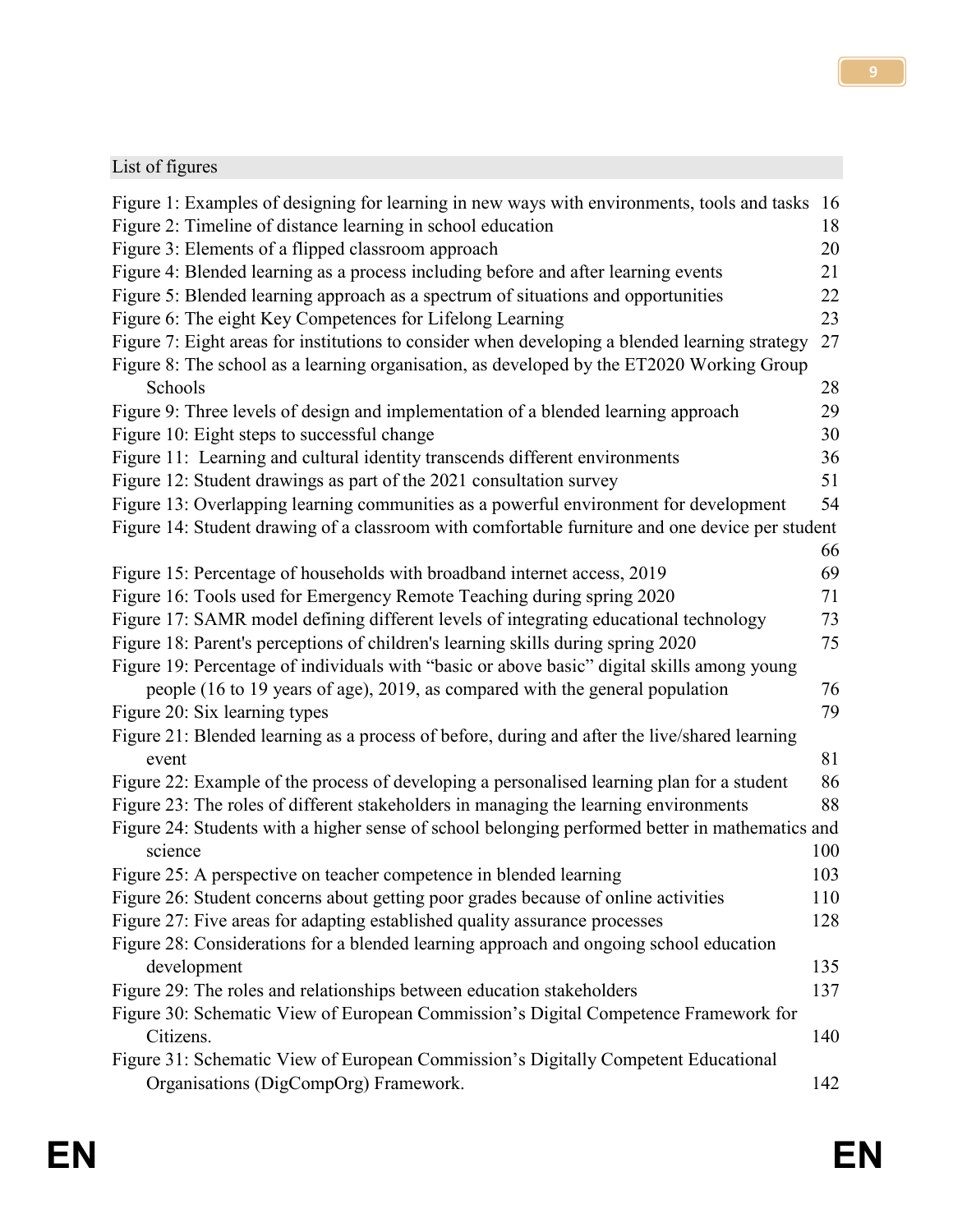## List of figures

Figure 1: Examples of designing for learning in new ways with environments, tools and tasks 16
Figure 2: Timeline of distance learning in school education 18
Figure 3: Elements of a flipped classroom approach 20
Figure 4: Blended learning as a process including before and after learning events 21
Figure 5: Blended learning approach as a spectrum of situations and opportunities 22
Figure 6: The eight Key Competences for Lifelong Learning 23
Figure 7: Eight areas for institutions to consider when developing a blended learning strategy 27
Figure 8: The school as a learning organisation, as developed by the ET2020 Working Group Schools 28
Figure 9: Three levels of design and implementation of a blended learning approach 29
Figure 10: Eight steps to successful change 30
Figure 11: Learning and cultural identity transcends different environments 36
Figure 12: Student drawings as part of the 2021 consultation survey 51
Figure 13: Overlapping learning communities as a powerful environment for development 54
Figure 14: Student drawing of a classroom with comfortable furniture and one device per student 66
Figure 15: Percentage of households with broadband internet access, 2019 69
Figure 16: Tools used for Emergency Remote Teaching during spring 2020 71
Figure 17: SAMR model defining different levels of integrating educational technology 73
Figure 18: Parent's perceptions of children's learning skills during spring 2020 75
Figure 19: Percentage of individuals with "basic or above basic" digital skills among young people (16 to 19 years of age), 2019, as compared with the general population 76
Figure 20: Six learning types 79
Figure 21: Blended learning as a process of before, during and after the live/shared learning event 81
Figure 22: Example of the process of developing a personalised learning plan for a student 86
Figure 23: The roles of different stakeholders in managing the learning environments 88
Figure 24: Students with a higher sense of school belonging performed better in mathematics and science 100
Figure 25: A perspective on teacher competence in blended learning 103
Figure 26: Student concerns about getting poor grades because of online activities 110
Figure 27: Five areas for adapting established quality assurance processes 128
Figure 28: Considerations for a blended learning approach and ongoing school education development 135
Figure 29: The roles and relationships between education stakeholders 137
Figure 30: Schematic View of European Commission's Digital Competence Framework for Citizens. 140
Figure 31: Schematic View of European Commission's Digitally Competent Educational Organisations (DigCompOrg) Framework. 142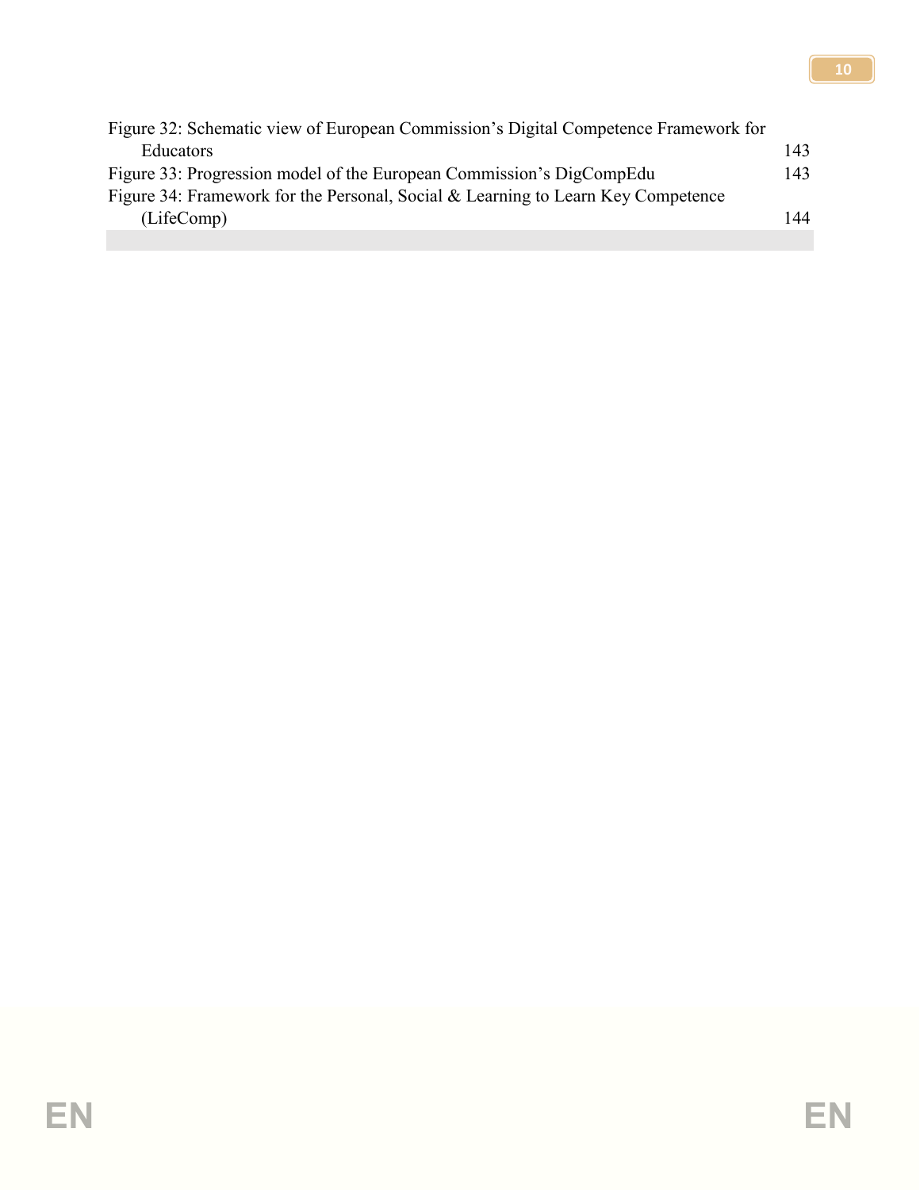Figure 32: Schematic view of European Commission's Digital Competence Framework for Educators 143

Figure 33: Progression model of the European Commission's DigCompEdu 143

Figure 34: Framework for the Personal, Social & Learning to Learn Key Competence (LifeComp) 144